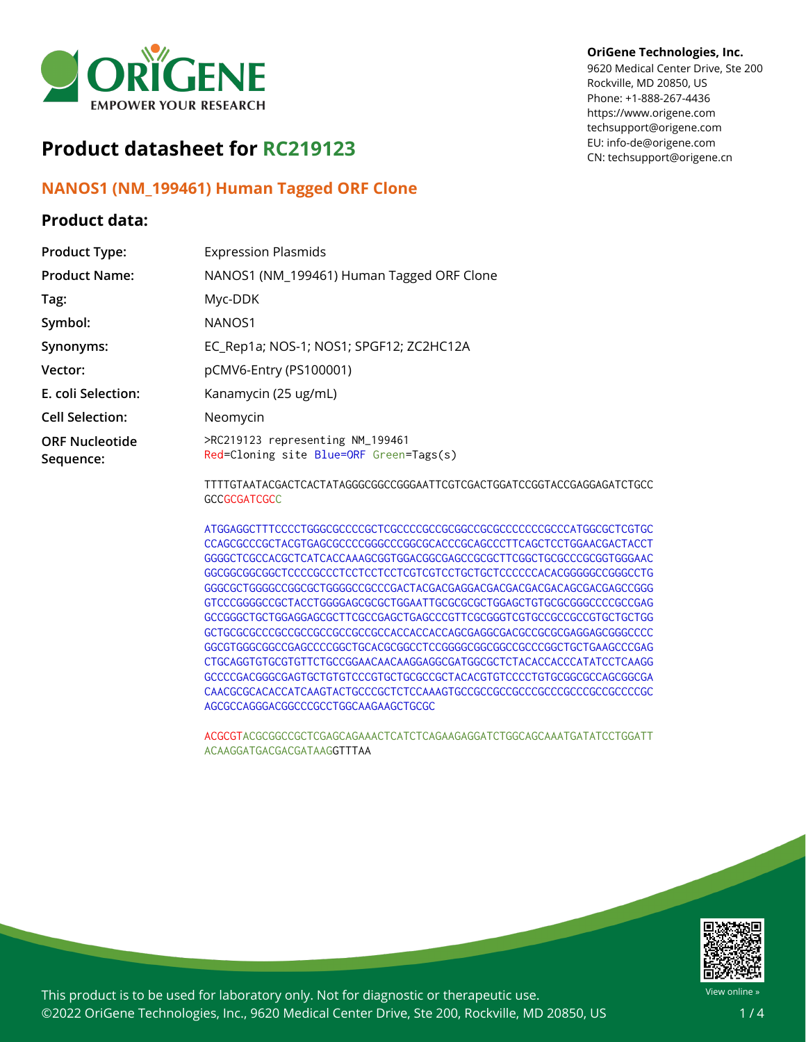OriGene Technologies, Inc.
9620 Medical Center Drive, Ste 200
Rockville, MD 20850, US
Phone: +1-888-267-4436
https://www.origene.com
techsupport@origene.com
EU: info-de@origene.com
CN: techsupport@origene.cn

# Product datasheet for RC219123

## NANOS1 (NM_199461) Human Tagged ORF Clone

### Product data:

| | |
|---|---|
| **Product Type:** | Expression Plasmids |
| **Product Name:** | NANOS1 (NM_199461) Human Tagged ORF Clone |
| **Tag:** | Myc-DDK |
| **Symbol:** | NANOS1 |
| **Synonyms:** | EC_Rep1a; NOS-1; NOS1; SPGF12; ZC2HC12A |
| **Vector:** | pCMV6-Entry (PS100001) |
| **E. coli Selection:** | Kanamycin (25 ug/mL) |
| **Cell Selection:** | Neomycin |
| **ORF Nucleotide Sequence:** | >RC219123 representing NM_199461<br>Red=Cloning site Blue=ORF Green=Tags(s) |

```
TTTTGTAATACGACTCACTATAGGGCGGCCGGGAATTCGTCGACTGGATCCGGTACCGAGGAGATCTGCC
GCCGCGATCGCC

ATGGAGGCTTTCCCCTGGGCGCCCCGCTCGCCCCGCCGCGGCCGCGCCCCCCCGCCCATGGCGCTCGTGC
CCAGCGCCCGCTACGTGAGCGCCCCGGGCCCGGCGCACCCGCAGCCCTTCAGCTCCTGGAACGACTACCT
GGGGCTCGCCACGCTCATCACCAAAGCGGTGGACGGCGAGCCGCGCTTCGGCTGCGCCCGCGGTGGGAAC
GGCGGCGGCGGCTCCCCGCCCTCCTCCTCCTCGTCGTCCTGCTGCTCCCCCACACGGGGGCCGGGCCTG
GGGCGCTGGGGCCGGCGCTGGGGCCGCCCGACTACGACGAGGACGACGACGACGACAGCGACGAGCCGGG
GTCCCGGGGCCGCTACCTGGGGAGCGCGCTGGAATTGCGCGCGCTGGAGCTGTGCGCGGGCCCCGCCGAG
GCCGGGCTGCTGGAGGAGCGCTTCGCCGAGCTGAGCCCGTTCGCGGGTCGTGCCGCCGCCCGTGCTGCTGG
GCTGCGCGCCCGCCGCCGCCGCCGCCGCCACCACCACCAGCGAGGCGACGCCGCGCGAGGAGCGGGCCCC
GGCGTGGGCGGCCGAGCCCCGGCTGCACGCGGCCTCCGGGGCGGCGGCCGCCCGGCTGCTGAAGCCCGAG
CTGCAGGTGTGCGTGTTCTGCCGGAACAACAAGGAGGCGATGGCGCTCTACACCACCCATATCCTCAAGG
GCCCCGACGGGCGAGTGCTGTGTCCCGTGCTGCGCCGCTACACGTGTCCCCTGTGCGGCGCCAGCGGCGA
CAACGCGCACACCATCAAGTACTGCCCGCTCTCCAAAGTGCCGCCGCCGCCCGCCCGCCCGCCGCCCCGC
AGCGCCAGGGACGGCCCGCCTGGCAAGAAGCTGCGC

ACGCGTACGCGGCCGCTCGAGCAGAAACTCATCTCAGAAGAGGATCTGGCAGCAAATGATATCCTGGATT
ACAAGGATGACGACGATAAGGTTTAA
```

This product is to be used for laboratory only. Not for diagnostic or therapeutic use.
©2022 OriGene Technologies, Inc., 9620 Medical Center Drive, Ste 200, Rockville, MD 20850, US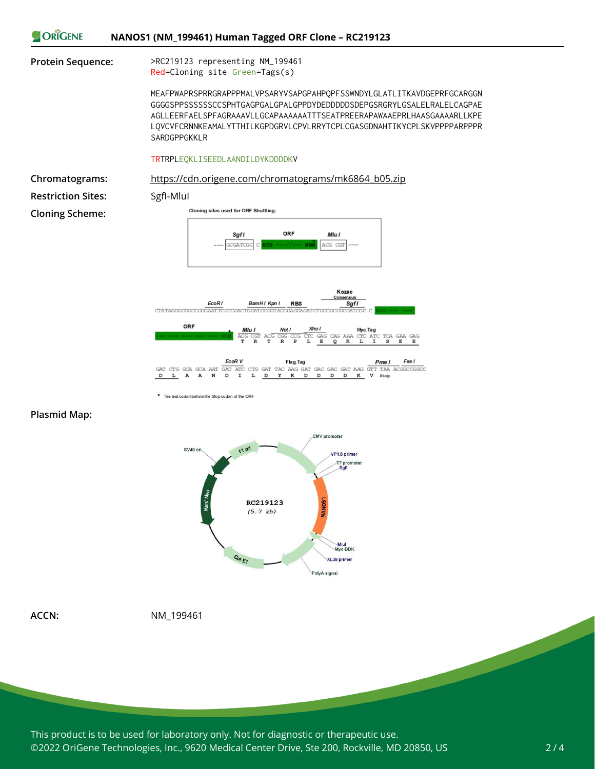**Protein Sequence:**

```
>RC219123 representing NM_199461
Red=Cloning site Green=Tags(s)

MEAFPWAPRSPRRGRAPPPMALVPSARYVSAPGPAHPQPFSSWNDYLGLATLITKAVDGEPRFGCARGGN
GGGGSPPSSSSSSCCSPHTGAGPGALGPALGPPDYDEDDDDDSDEPGSRGRYLGSALELRALELCAGPAE
AGLLEERFAELSPFAGRAAAVLLGCAPAAAAAATTTSEATPREERAPAWAAEPRLHAASGAAAARLLKPE
LQVCVFCRNNKEAMALYTTHILKGPDGRVLCPVLRRYTCPLCGASGDNAHTIKYCPLSKVPPPPARPPPR
SARDGPPGKKLR

TRTRPLEQKLISEEDLAANDILDYKDDDDKV
```

**Chromatograms:** https://cdn.origene.com/chromatograms/mk6864_b05.zip

**Restriction Sites:** SgfI-MluI

**Cloning Scheme:**

Cloning sites used for ORF Shuttling:

```
--- GCGATCGC C ATG ---//--- NNN* ACG CGT ---
      SgfI          ORF          MluI
```

```
CTATAGGGCGGCCGGGAATTCGTCGACTGGATCCGGTACCGAGGAGATCTGCCGCCGCGATCGC C ATG --- ---
EcoR I / BamH I Kpn I / RBS / Kozac Consensus / SgfI

ORF
--- --- --- --- --- NNN* ACG CGT ACG CGG CCG CTC GAG CAG AAA CTC ATC TCA GAA GAG
                         T   R   T   R   P   L   E   Q   K   L   I   S   E   E
MluI / NotI / XhoI / Myc.Tag

GAT CTG GCA GCA AAT GAT ATC CTG GAT TAC AAG GAT GAC GAC GAT AAG GTT TAA ACGGCCGGCC
 D   L   A   A   N   D   I   L   D   Y   K   D   D   D   D   K   V  Stop
EcoR V / Flag.Tag / Pme I / Fse I
```

\* The last codon before the Stop codon of the ORF

**Plasmid Map:**

RC219123 (5.7 kb)

CMV promoter, VP1.5 primer, T7 promoter, SgfI, NANOS1, MluI, Myc-DDK, XL39 primer, PolyA signal, Col E1, Kan/ Neo, SV40 ori, f1 ori

**ACCN:** NM_199461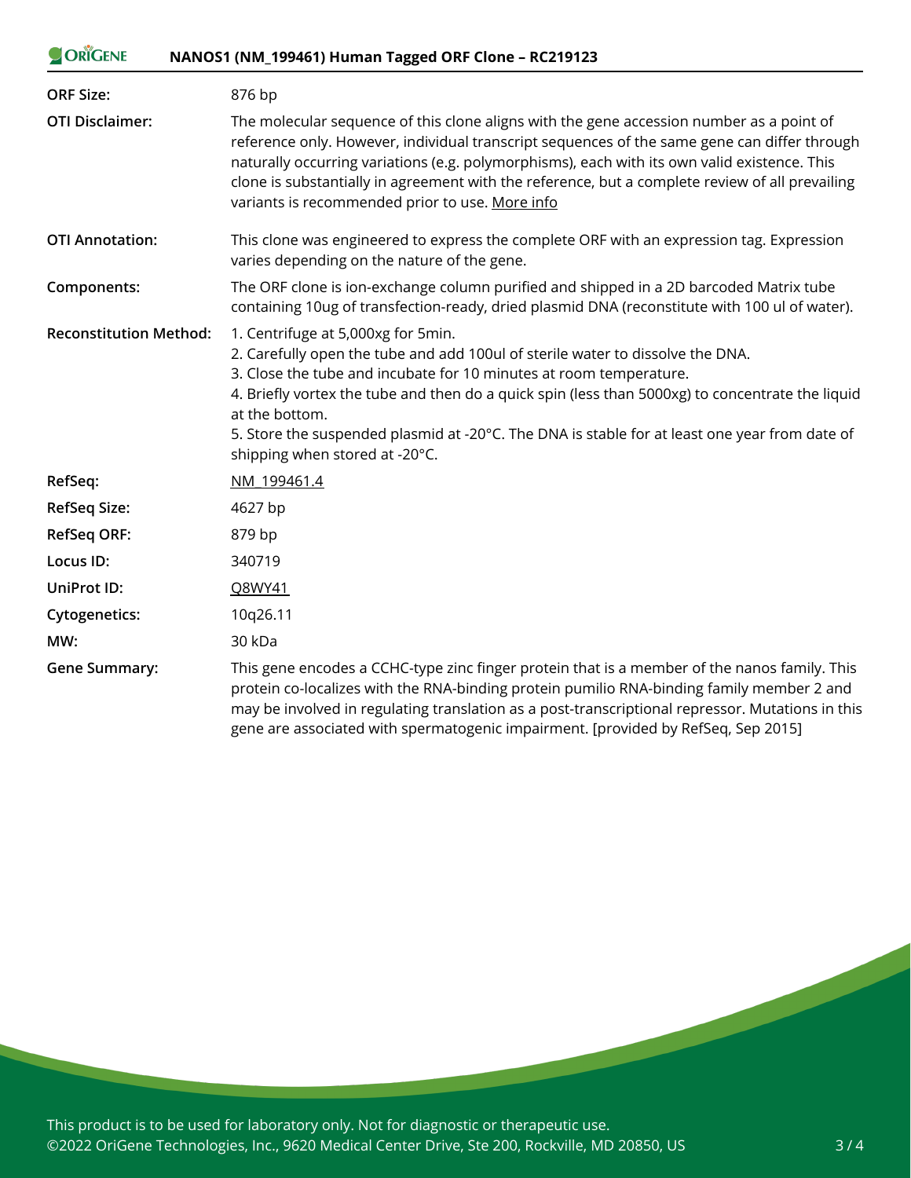| | |
|---|---|
| **ORF Size:** | 876 bp |
| **OTI Disclaimer:** | The molecular sequence of this clone aligns with the gene accession number as a point of reference only. However, individual transcript sequences of the same gene can differ through naturally occurring variations (e.g. polymorphisms), each with its own valid existence. This clone is substantially in agreement with the reference, but a complete review of all prevailing variants is recommended prior to use. More info |
| **OTI Annotation:** | This clone was engineered to express the complete ORF with an expression tag. Expression varies depending on the nature of the gene. |
| **Components:** | The ORF clone is ion-exchange column purified and shipped in a 2D barcoded Matrix tube containing 10ug of transfection-ready, dried plasmid DNA (reconstitute with 100 ul of water). |
| **Reconstitution Method:** | 1. Centrifuge at 5,000xg for 5min.<br>2. Carefully open the tube and add 100ul of sterile water to dissolve the DNA.<br>3. Close the tube and incubate for 10 minutes at room temperature.<br>4. Briefly vortex the tube and then do a quick spin (less than 5000xg) to concentrate the liquid at the bottom.<br>5. Store the suspended plasmid at -20°C. The DNA is stable for at least one year from date of shipping when stored at -20°C. |
| **RefSeq:** | NM_199461.4 |
| **RefSeq Size:** | 4627 bp |
| **RefSeq ORF:** | 879 bp |
| **Locus ID:** | 340719 |
| **UniProt ID:** | Q8WY41 |
| **Cytogenetics:** | 10q26.11 |
| **MW:** | 30 kDa |
| **Gene Summary:** | This gene encodes a CCHC-type zinc finger protein that is a member of the nanos family. This protein co-localizes with the RNA-binding protein pumilio RNA-binding family member 2 and may be involved in regulating translation as a post-transcriptional repressor. Mutations in this gene are associated with spermatogenic impairment. [provided by RefSeq, Sep 2015] |

This product is to be used for laboratory only. Not for diagnostic or therapeutic use.
©2022 OriGene Technologies, Inc., 9620 Medical Center Drive, Ste 200, Rockville, MD 20850, US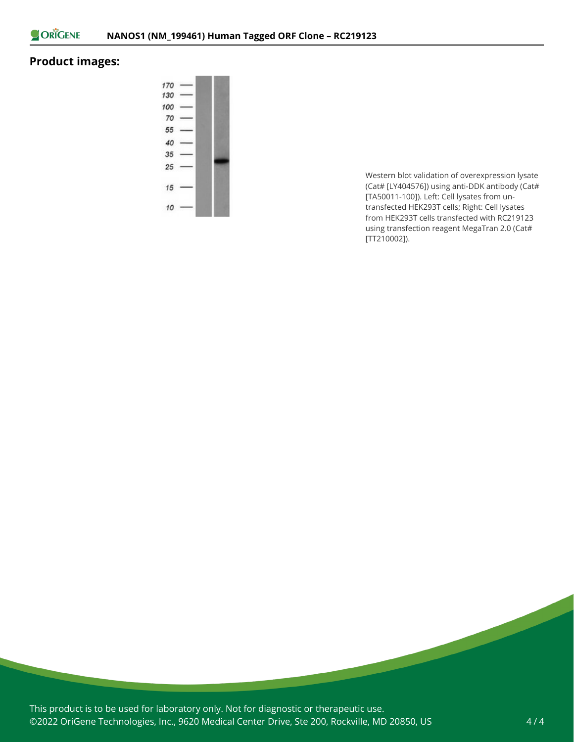## Product images:

170
130
100
70
55
40
35
25
15
10

Western blot validation of overexpression lysate (Cat# [LY404576]) using anti-DDK antibody (Cat# [TA50011-100]). Left: Cell lysates from un-transfected HEK293T cells; Right: Cell lysates from HEK293T cells transfected with RC219123 using transfection reagent MegaTran 2.0 (Cat# [TT210002]).

This product is to be used for laboratory only. Not for diagnostic or therapeutic use.
©2022 OriGene Technologies, Inc., 9620 Medical Center Drive, Ste 200, Rockville, MD 20850, US